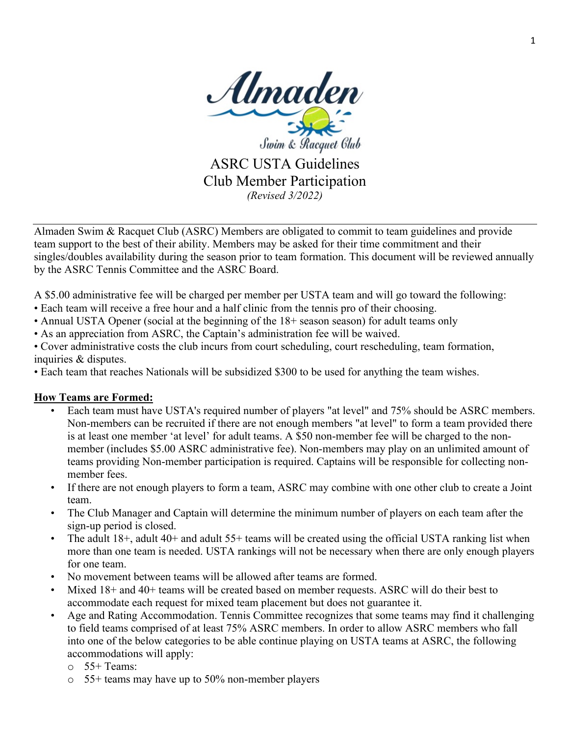# ASRC USTA Guidelines
## Club Member Participation

*(Revised 3/2022)*

---

Almaden Swim & Racquet Club (ASRC) Members are obligated to commit to team guidelines and provide team support to the best of their ability. Members may be asked for their time commitment and their singles/doubles availability during the season prior to team formation. This document will be reviewed annually by the ASRC Tennis Committee and the ASRC Board.

A $5.00 administrative fee will be charged per member per USTA team and will go toward the following:
- Each team will receive a free hour and a half clinic from the tennis pro of their choosing.
- Annual USTA Opener (social at the beginning of the 18+ season season) for adult teams only
- As an appreciation from ASRC, the Captain's administration fee will be waived.
- Cover administrative costs the club incurs from court scheduling, court rescheduling, team formation, inquiries & disputes.
- Each team that reaches Nationals will be subsidized $300 to be used for anything the team wishes.

**<u>How Teams are Formed:</u>**

- Each team must have USTA's required number of players "at level" and 75% should be ASRC members. Non-members can be recruited if there are not enough members "at level" to form a team provided there is at least one member 'at level' for adult teams. A $50 non-member fee will be charged to the non-member (includes $5.00 ASRC administrative fee). Non-members may play on an unlimited amount of teams providing Non-member participation is required. Captains will be responsible for collecting non-member fees.
- If there are not enough players to form a team, ASRC may combine with one other club to create a Joint team.
- The Club Manager and Captain will determine the minimum number of players on each team after the sign-up period is closed.
- The adult 18+, adult 40+ and adult 55+ teams will be created using the official USTA ranking list when more than one team is needed. USTA rankings will not be necessary when there are only enough players for one team.
- No movement between teams will be allowed after teams are formed.
- Mixed 18+ and 40+ teams will be created based on member requests. ASRC will do their best to accommodate each request for mixed team placement but does not guarantee it.
- Age and Rating Accommodation. Tennis Committee recognizes that some teams may find it challenging to field teams comprised of at least 75% ASRC members. In order to allow ASRC members who fall into one of the below categories to be able continue playing on USTA teams at ASRC, the following accommodations will apply:
  - 55+ Teams:
  - 55+ teams may have up to 50% non-member players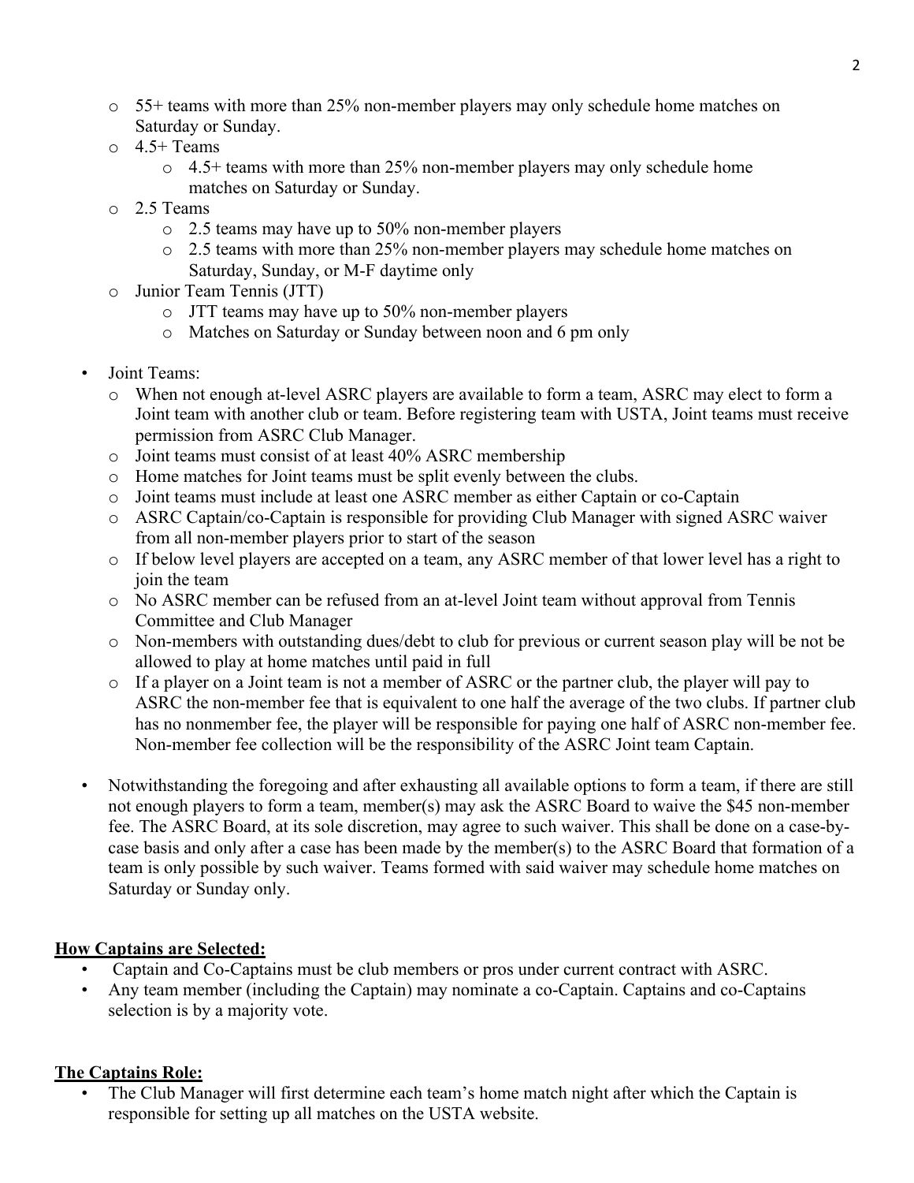- 55+ teams with more than 25% non-member players may only schedule home matches on Saturday or Sunday.
- 4.5+ Teams
  - 4.5+ teams with more than 25% non-member players may only schedule home matches on Saturday or Sunday.
- 2.5 Teams
  - 2.5 teams may have up to 50% non-member players
  - 2.5 teams with more than 25% non-member players may schedule home matches on Saturday, Sunday, or M-F daytime only
- Junior Team Tennis (JTT)
  - JTT teams may have up to 50% non-member players
  - Matches on Saturday or Sunday between noon and 6 pm only

- Joint Teams:
  - When not enough at-level ASRC players are available to form a team, ASRC may elect to form a Joint team with another club or team. Before registering team with USTA, Joint teams must receive permission from ASRC Club Manager.
  - Joint teams must consist of at least 40% ASRC membership
  - Home matches for Joint teams must be split evenly between the clubs.
  - Joint teams must include at least one ASRC member as either Captain or co-Captain
  - ASRC Captain/co-Captain is responsible for providing Club Manager with signed ASRC waiver from all non-member players prior to start of the season
  - If below level players are accepted on a team, any ASRC member of that lower level has a right to join the team
  - No ASRC member can be refused from an at-level Joint team without approval from Tennis Committee and Club Manager
  - Non-members with outstanding dues/debt to club for previous or current season play will be not be allowed to play at home matches until paid in full
  - If a player on a Joint team is not a member of ASRC or the partner club, the player will pay to ASRC the non-member fee that is equivalent to one half the average of the two clubs. If partner club has no nonmember fee, the player will be responsible for paying one half of ASRC non-member fee. Non-member fee collection will be the responsibility of the ASRC Joint team Captain.

- Notwithstanding the foregoing and after exhausting all available options to form a team, if there are still not enough players to form a team, member(s) may ask the ASRC Board to waive the $45 non-member fee. The ASRC Board, at its sole discretion, may agree to such waiver. This shall be done on a case-by-case basis and only after a case has been made by the member(s) to the ASRC Board that formation of a team is only possible by such waiver. Teams formed with said waiver may schedule home matches on Saturday or Sunday only.

**<u>How Captains are Selected:</u>**

- Captain and Co-Captains must be club members or pros under current contract with ASRC.
- Any team member (including the Captain) may nominate a co-Captain. Captains and co-Captains selection is by a majority vote.

**<u>The Captains Role:</u>**

- The Club Manager will first determine each team's home match night after which the Captain is responsible for setting up all matches on the USTA website.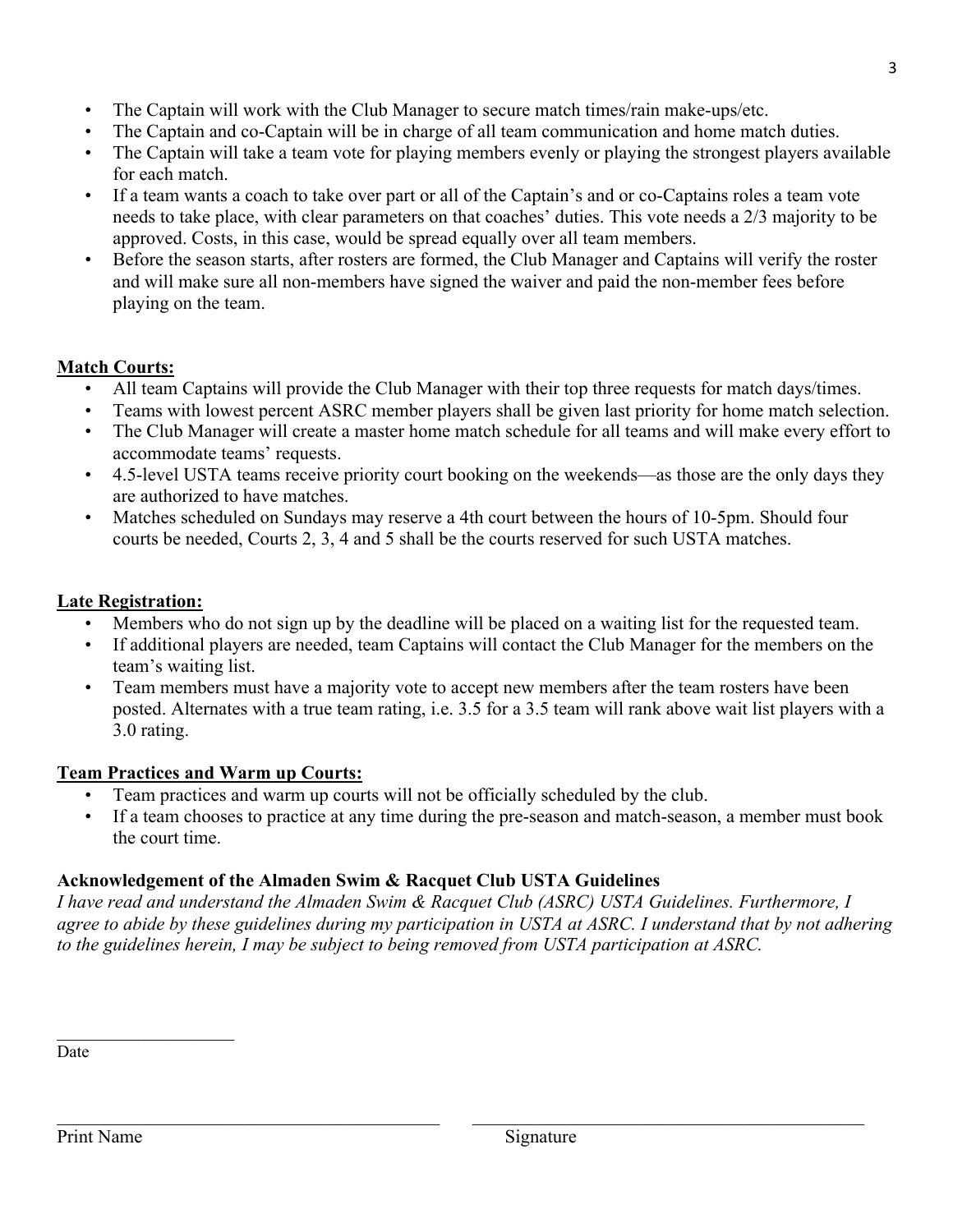- The Captain will work with the Club Manager to secure match times/rain make-ups/etc.
- The Captain and co-Captain will be in charge of all team communication and home match duties.
- The Captain will take a team vote for playing members evenly or playing the strongest players available for each match.
- If a team wants a coach to take over part or all of the Captain's and or co-Captains roles a team vote needs to take place, with clear parameters on that coaches' duties. This vote needs a 2/3 majority to be approved. Costs, in this case, would be spread equally over all team members.
- Before the season starts, after rosters are formed, the Club Manager and Captains will verify the roster and will make sure all non-members have signed the waiver and paid the non-member fees before playing on the team.

**Match Courts:**

- All team Captains will provide the Club Manager with their top three requests for match days/times.
- Teams with lowest percent ASRC member players shall be given last priority for home match selection.
- The Club Manager will create a master home match schedule for all teams and will make every effort to accommodate teams' requests.
- 4.5-level USTA teams receive priority court booking on the weekends—as those are the only days they are authorized to have matches.
- Matches scheduled on Sundays may reserve a 4th court between the hours of 10-5pm. Should four courts be needed, Courts 2, 3, 4 and 5 shall be the courts reserved for such USTA matches.

**Late Registration:**

- Members who do not sign up by the deadline will be placed on a waiting list for the requested team.
- If additional players are needed, team Captains will contact the Club Manager for the members on the team's waiting list.
- Team members must have a majority vote to accept new members after the team rosters have been posted. Alternates with a true team rating, i.e. 3.5 for a 3.5 team will rank above wait list players with a 3.0 rating.

**Team Practices and Warm up Courts:**

- Team practices and warm up courts will not be officially scheduled by the club.
- If a team chooses to practice at any time during the pre-season and match-season, a member must book the court time.

**Acknowledgement of the Almaden Swim & Racquet Club USTA Guidelines**

*I have read and understand the Almaden Swim & Racquet Club (ASRC) USTA Guidelines. Furthermore, I agree to abide by these guidelines during my participation in USTA at ASRC. I understand that by not adhering to the guidelines herein, I may be subject to being removed from USTA participation at ASRC.*

____________________
Date

__________________________________________ __________________________________________
Print Name Signature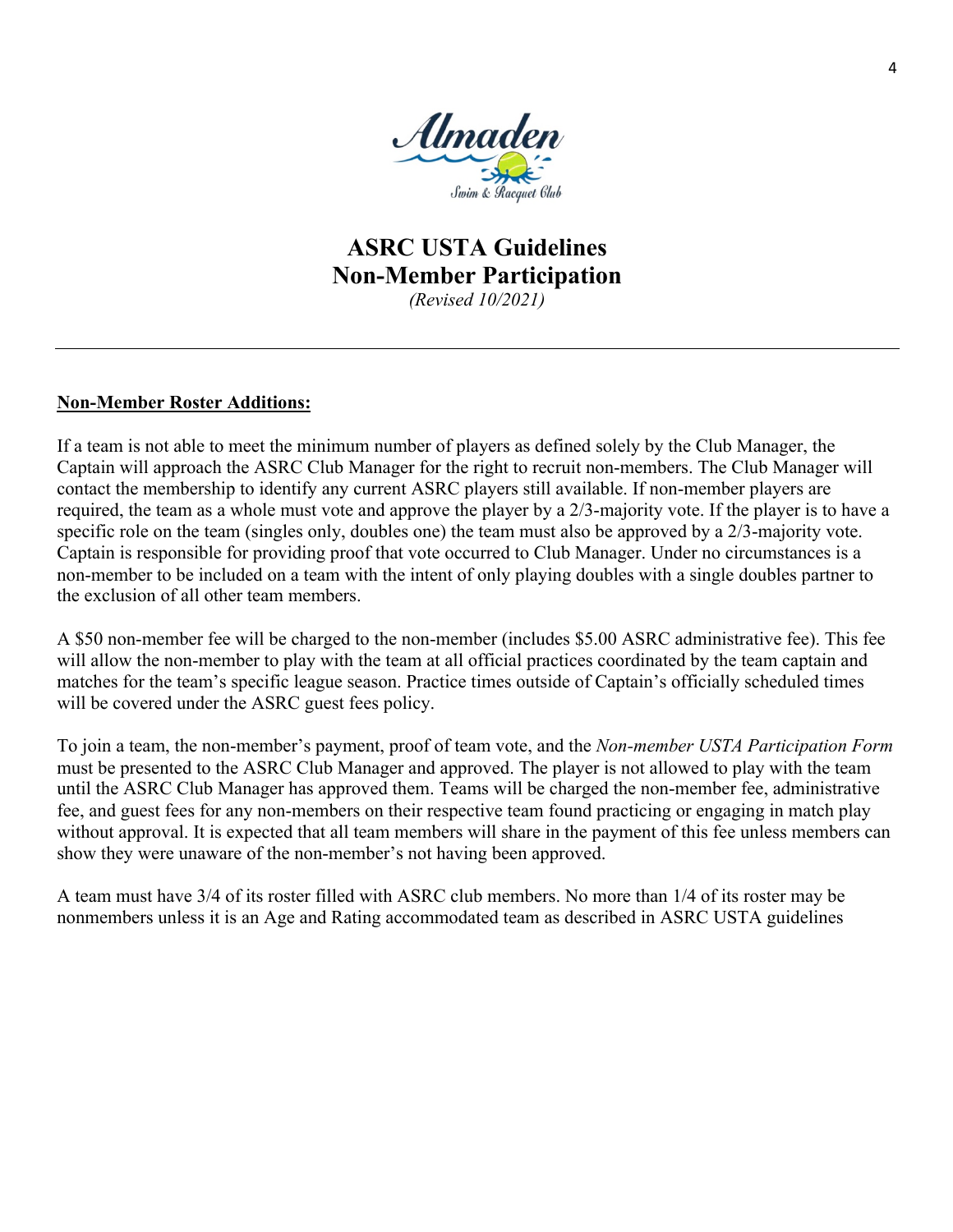# ASRC USTA Guidelines
# Non-Member Participation

*(Revised 10/2021)*

---

**Non-Member Roster Additions:**

If a team is not able to meet the minimum number of players as defined solely by the Club Manager, the Captain will approach the ASRC Club Manager for the right to recruit non-members. The Club Manager will contact the membership to identify any current ASRC players still available. If non-member players are required, the team as a whole must vote and approve the player by a 2/3-majority vote. If the player is to have a specific role on the team (singles only, doubles one) the team must also be approved by a 2/3-majority vote. Captain is responsible for providing proof that vote occurred to Club Manager. Under no circumstances is a non-member to be included on a team with the intent of only playing doubles with a single doubles partner to the exclusion of all other team members.

A $50 non-member fee will be charged to the non-member (includes $5.00 ASRC administrative fee). This fee will allow the non-member to play with the team at all official practices coordinated by the team captain and matches for the team's specific league season. Practice times outside of Captain's officially scheduled times will be covered under the ASRC guest fees policy.

To join a team, the non-member's payment, proof of team vote, and the *Non-member USTA Participation Form* must be presented to the ASRC Club Manager and approved. The player is not allowed to play with the team until the ASRC Club Manager has approved them. Teams will be charged the non-member fee, administrative fee, and guest fees for any non-members on their respective team found practicing or engaging in match play without approval. It is expected that all team members will share in the payment of this fee unless members can show they were unaware of the non-member's not having been approved.

A team must have 3/4 of its roster filled with ASRC club members. No more than 1/4 of its roster may be nonmembers unless it is an Age and Rating accommodated team as described in ASRC USTA guidelines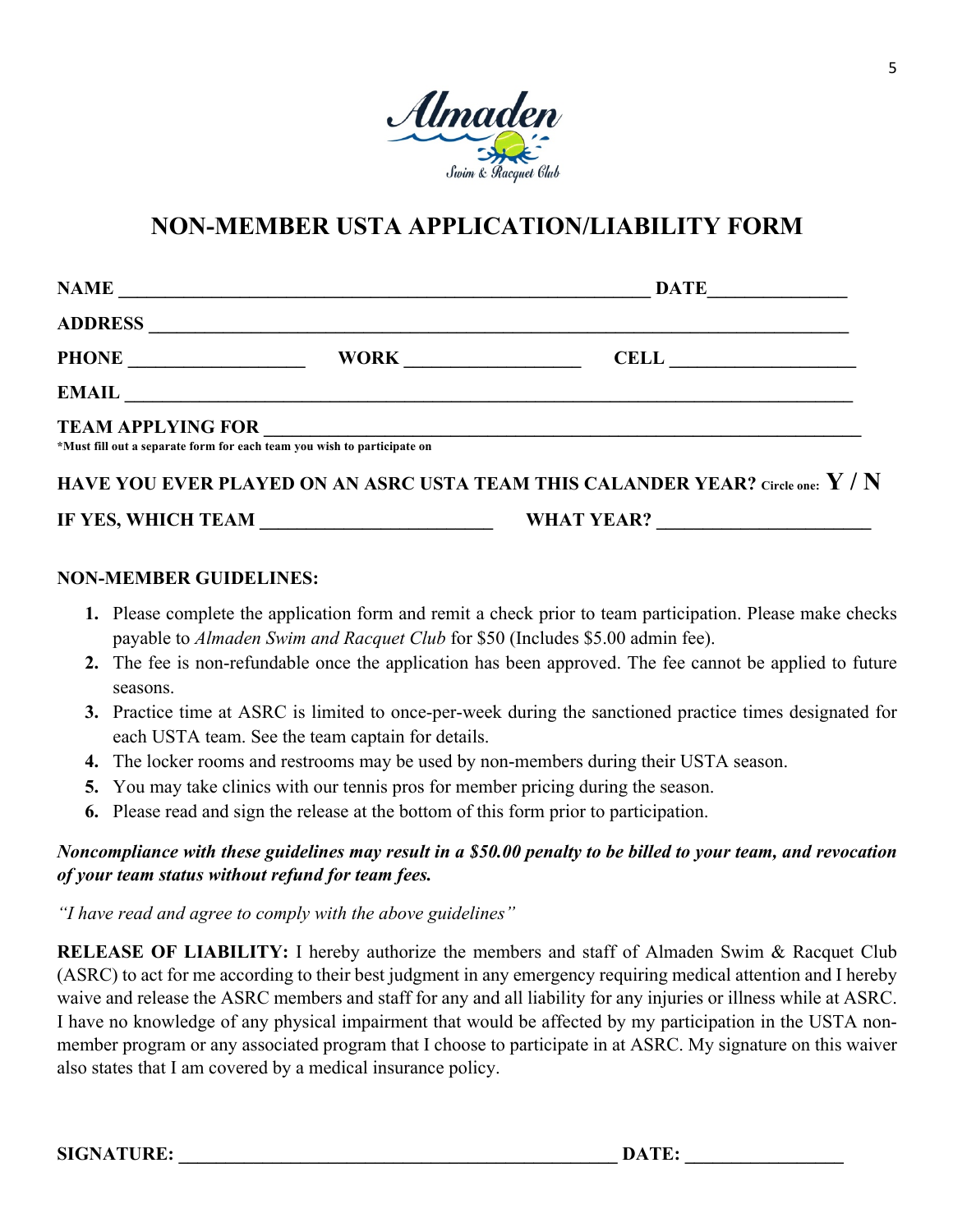Almaden

Swim & Racquet Club

# NON-MEMBER USTA APPLICATION/LIABILITY FORM

**NAME** ________________________________________________ **DATE**______________

**ADDRESS** ______________________________________________________________

**PHONE** ________________ **WORK** ________________ **CELL** __________________

**EMAIL** ________________________________________________________________

**TEAM APPLYING FOR** _____________________________________________________

**\*Must fill out a separate form for each team you wish to participate on**

**HAVE YOU EVER PLAYED ON AN ASRC USTA TEAM THIS CALANDER YEAR?** Circle one: **Y / N**

**IF YES, WHICH TEAM** ______________________ **WHAT YEAR?** ____________________

**NON-MEMBER GUIDELINES:**

1. Please complete the application form and remit a check prior to team participation. Please make checks payable to *Almaden Swim and Racquet Club* for $50 (Includes $5.00 admin fee).
2. The fee is non-refundable once the application has been approved. The fee cannot be applied to future seasons.
3. Practice time at ASRC is limited to once-per-week during the sanctioned practice times designated for each USTA team. See the team captain for details.
4. The locker rooms and restrooms may be used by non-members during their USTA season.
5. You may take clinics with our tennis pros for member pricing during the season.
6. Please read and sign the release at the bottom of this form prior to participation.

***Noncompliance with these guidelines may result in a $50.00 penalty to be billed to your team, and revocation of your team status without refund for team fees.***

*"I have read and agree to comply with the above guidelines"*

**RELEASE OF LIABILITY:** I hereby authorize the members and staff of Almaden Swim & Racquet Club (ASRC) to act for me according to their best judgment in any emergency requiring medical attention and I hereby waive and release the ASRC members and staff for any and all liability for any injuries or illness while at ASRC. I have no knowledge of any physical impairment that would be affected by my participation in the USTA non-member program or any associated program that I choose to participate in at ASRC. My signature on this waiver also states that I am covered by a medical insurance policy.

**SIGNATURE:** __________________________________________ **DATE:** ______________